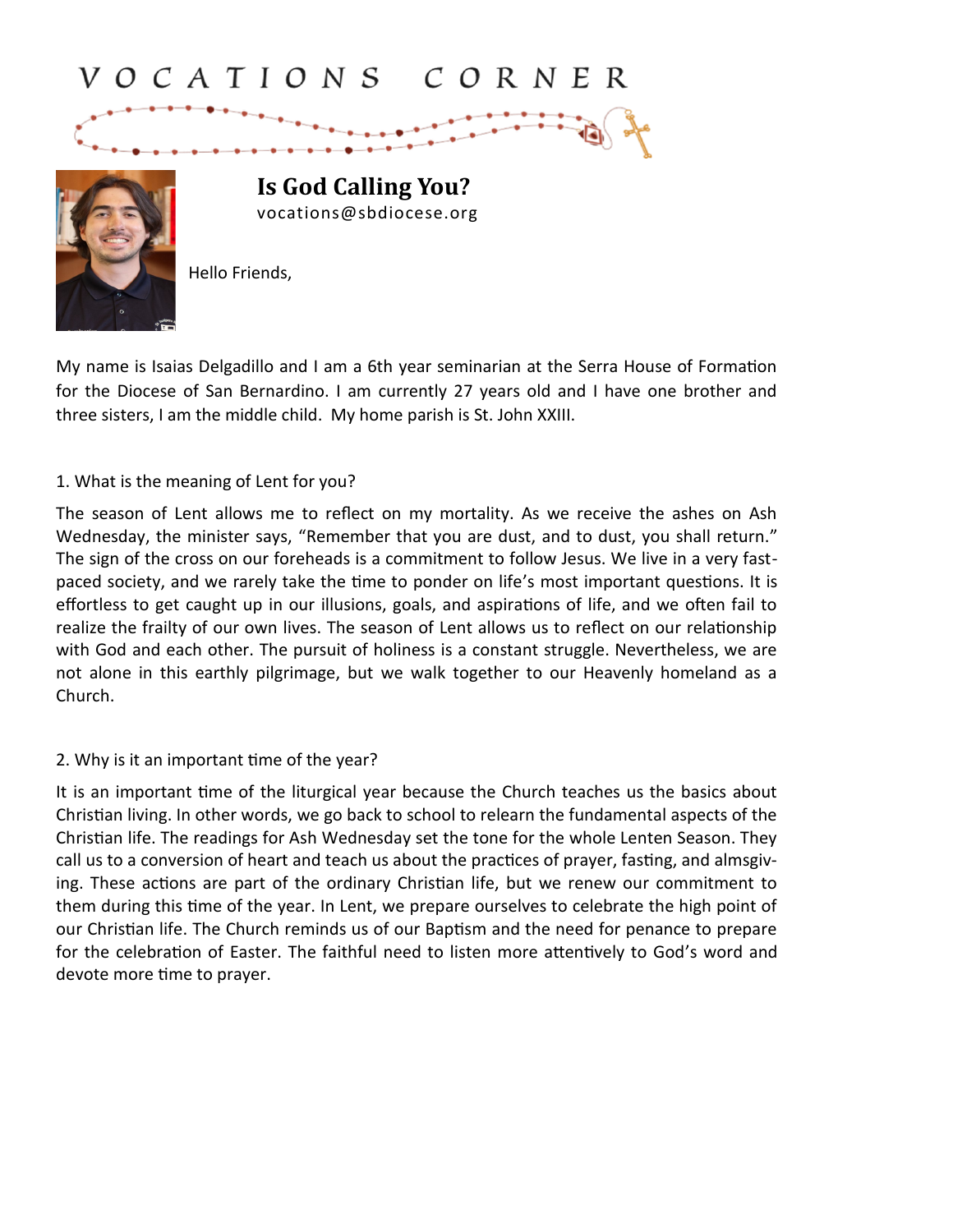# VOCATIONS CORNER

## Is God Calling You?

vocations@sbdiocese.org

Hello Friends,

My name is Isaias Delgadillo and I am a 6th year seminarian at the Serra House of Formation for the Diocese of San Bernardino. I am currently 27 years old and I have one brother and three sisters, I am the middle child. My home parish is St. John XXIII.

1. What is the meaning of Lent for you?

The season of Lent allows me to reflect on my mortality. As we receive the ashes on Ash Wednesday, the minister says, "Remember that you are dust, and to dust, you shall return." The sign of the cross on our foreheads is a commitment to follow Jesus. We live in a very fast-paced society, and we rarely take the time to ponder on life's most important questions. It is effortless to get caught up in our illusions, goals, and aspirations of life, and we often fail to realize the frailty of our own lives. The season of Lent allows us to reflect on our relationship with God and each other. The pursuit of holiness is a constant struggle. Nevertheless, we are not alone in this earthly pilgrimage, but we walk together to our Heavenly homeland as a Church.

2. Why is it an important time of the year?

It is an important time of the liturgical year because the Church teaches us the basics about Christian living. In other words, we go back to school to relearn the fundamental aspects of the Christian life. The readings for Ash Wednesday set the tone for the whole Lenten Season. They call us to a conversion of heart and teach us about the practices of prayer, fasting, and almsgiving. These actions are part of the ordinary Christian life, but we renew our commitment to them during this time of the year. In Lent, we prepare ourselves to celebrate the high point of our Christian life. The Church reminds us of our Baptism and the need for penance to prepare for the celebration of Easter. The faithful need to listen more attentively to God's word and devote more time to prayer.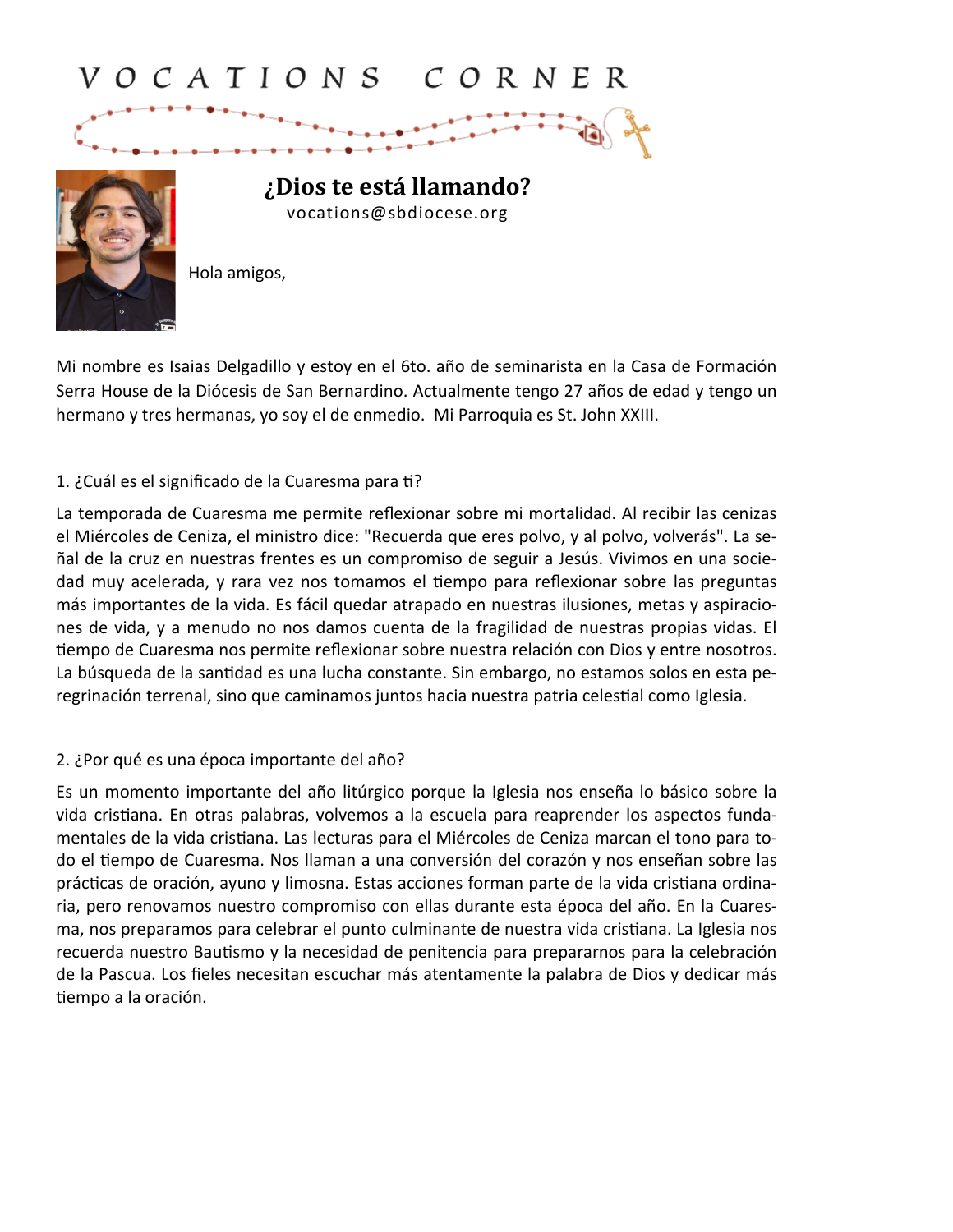# VOCATIONS CORNER

## ¿Dios te está llamando?

vocations@sbdiocese.org

Hola amigos,

Mi nombre es Isaias Delgadillo y estoy en el 6to. año de seminarista en la Casa de Formación Serra House de la Diócesis de San Bernardino. Actualmente tengo 27 años de edad y tengo un hermano y tres hermanas, yo soy el de enmedio. Mi Parroquia es St. John XXIII.

1. ¿Cuál es el significado de la Cuaresma para ti?

La temporada de Cuaresma me permite reflexionar sobre mi mortalidad. Al recibir las cenizas el Miércoles de Ceniza, el ministro dice: "Recuerda que eres polvo, y al polvo, volverás". La señal de la cruz en nuestras frentes es un compromiso de seguir a Jesús. Vivimos en una sociedad muy acelerada, y rara vez nos tomamos el tiempo para reflexionar sobre las preguntas más importantes de la vida. Es fácil quedar atrapado en nuestras ilusiones, metas y aspiraciones de vida, y a menudo no nos damos cuenta de la fragilidad de nuestras propias vidas. El tiempo de Cuaresma nos permite reflexionar sobre nuestra relación con Dios y entre nosotros. La búsqueda de la santidad es una lucha constante. Sin embargo, no estamos solos en esta peregrinación terrenal, sino que caminamos juntos hacia nuestra patria celestial como Iglesia.

2. ¿Por qué es una época importante del año?

Es un momento importante del año litúrgico porque la Iglesia nos enseña lo básico sobre la vida cristiana. En otras palabras, volvemos a la escuela para reaprender los aspectos fundamentales de la vida cristiana. Las lecturas para el Miércoles de Ceniza marcan el tono para todo el tiempo de Cuaresma. Nos llaman a una conversión del corazón y nos enseñan sobre las prácticas de oración, ayuno y limosna. Estas acciones forman parte de la vida cristiana ordinaria, pero renovamos nuestro compromiso con ellas durante esta época del año. En la Cuaresma, nos preparamos para celebrar el punto culminante de nuestra vida cristiana. La Iglesia nos recuerda nuestro Bautismo y la necesidad de penitencia para prepararnos para la celebración de la Pascua. Los fieles necesitan escuchar más atentamente la palabra de Dios y dedicar más tiempo a la oración.